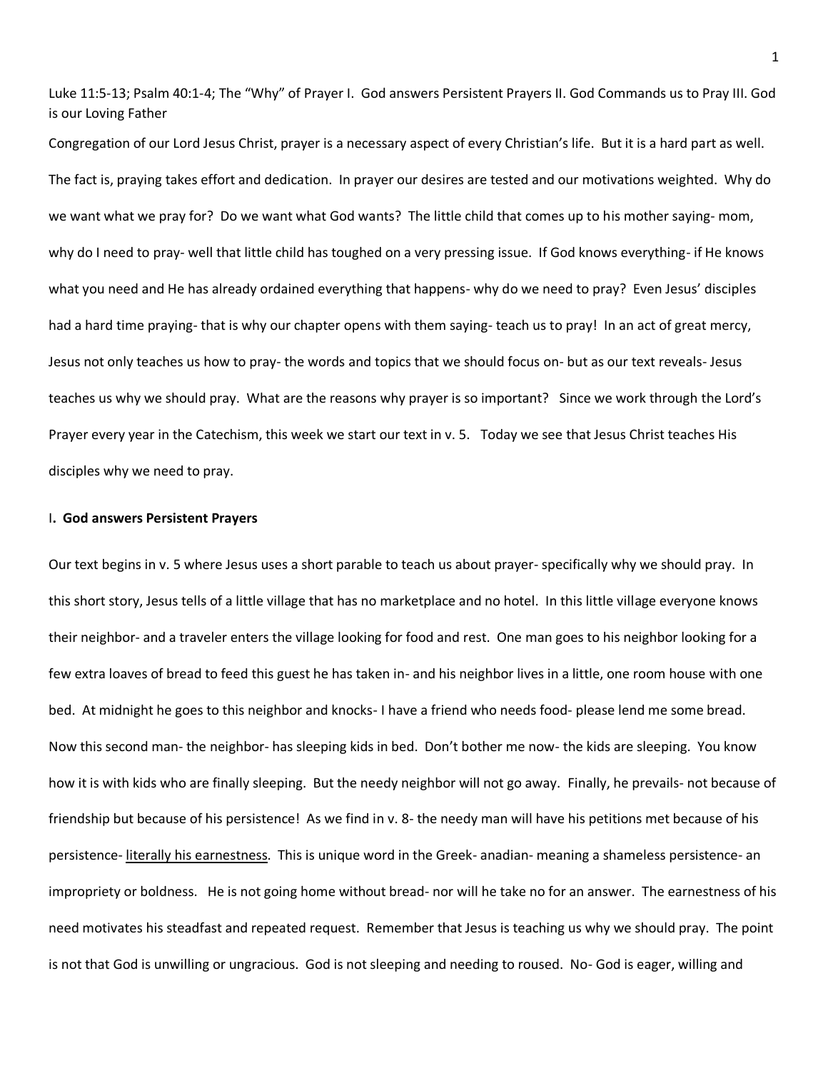Luke 11:5-13; Psalm 40:1-4; The "Why" of Prayer I. God answers Persistent Prayers II. God Commands us to Pray III. God is our Loving Father

Congregation of our Lord Jesus Christ, prayer is a necessary aspect of every Christian's life. But it is a hard part as well. The fact is, praying takes effort and dedication. In prayer our desires are tested and our motivations weighted. Why do we want what we pray for? Do we want what God wants? The little child that comes up to his mother saying- mom, why do I need to pray- well that little child has toughed on a very pressing issue. If God knows everything- if He knows what you need and He has already ordained everything that happens- why do we need to pray? Even Jesus' disciples had a hard time praying- that is why our chapter opens with them saying- teach us to pray! In an act of great mercy, Jesus not only teaches us how to pray- the words and topics that we should focus on- but as our text reveals- Jesus teaches us why we should pray. What are the reasons why prayer is so important? Since we work through the Lord's Prayer every year in the Catechism, this week we start our text in v. 5. Today we see that Jesus Christ teaches His disciples why we need to pray.

## I. God answers Persistent Prayers

Our text begins in v. 5 where Jesus uses a short parable to teach us about prayer- specifically why we should pray. In this short story, Jesus tells of a little village that has no marketplace and no hotel. In this little village everyone knows their neighbor- and a traveler enters the village looking for food and rest. One man goes to his neighbor looking for a few extra loaves of bread to feed this guest he has taken in- and his neighbor lives in a little, one room house with one bed. At midnight he goes to this neighbor and knocks- I have a friend who needs food- please lend me some bread. Now this second man- the neighbor- has sleeping kids in bed. Don't bother me now- the kids are sleeping. You know how it is with kids who are finally sleeping. But the needy neighbor will not go away. Finally, he prevails- not because of friendship but because of his persistence! As we find in v. 8- the needy man will have his petitions met because of his persistence- <u>literally his earnestness</u>. This is unique word in the Greek- anadian- meaning a shameless persistence- an impropriety or boldness. He is not going home without bread- nor will he take no for an answer. The earnestness of his need motivates his steadfast and repeated request. Remember that Jesus is teaching us why we should pray. The point is not that God is unwilling or ungracious. God is not sleeping and needing to roused. No- God is eager, willing and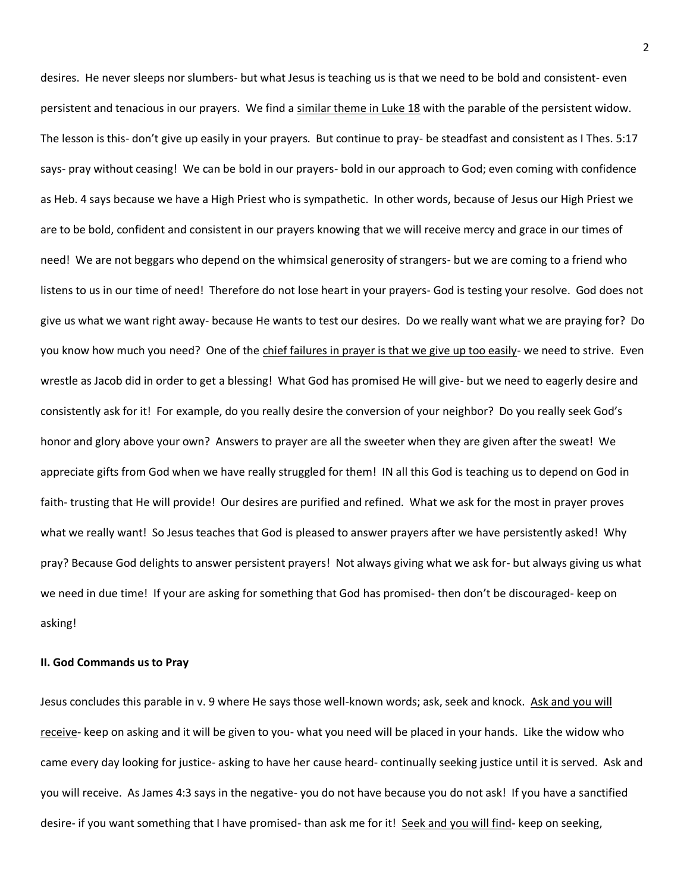desires. He never sleeps nor slumbers- but what Jesus is teaching us is that we need to be bold and consistent- even persistent and tenacious in our prayers. We find a <u>similar theme in Luke 18</u> with the parable of the persistent widow. The lesson is this- don't give up easily in your prayers. But continue to pray- be steadfast and consistent as I Thes. 5:17 says- pray without ceasing! We can be bold in our prayers- bold in our approach to God; even coming with confidence as Heb. 4 says because we have a High Priest who is sympathetic. In other words, because of Jesus our High Priest we are to be bold, confident and consistent in our prayers knowing that we will receive mercy and grace in our times of need! We are not beggars who depend on the whimsical generosity of strangers- but we are coming to a friend who listens to us in our time of need! Therefore do not lose heart in your prayers- God is testing your resolve. God does not give us what we want right away- because He wants to test our desires. Do we really want what we are praying for? Do you know how much you need? One of the <u>chief failures in prayer is that we give up too easily</u>- we need to strive. Even wrestle as Jacob did in order to get a blessing! What God has promised He will give- but we need to eagerly desire and consistently ask for it! For example, do you really desire the conversion of your neighbor? Do you really seek God's honor and glory above your own? Answers to prayer are all the sweeter when they are given after the sweat! We appreciate gifts from God when we have really struggled for them! IN all this God is teaching us to depend on God in faith- trusting that He will provide! Our desires are purified and refined. What we ask for the most in prayer proves what we really want! So Jesus teaches that God is pleased to answer prayers after we have persistently asked! Why pray? Because God delights to answer persistent prayers! Not always giving what we ask for- but always giving us what we need in due time! If your are asking for something that God has promised- then don't be discouraged- keep on asking!

**II. God Commands us to Pray**

Jesus concludes this parable in v. 9 where He says those well-known words; ask, seek and knock. <u>Ask and you will receive</u>- keep on asking and it will be given to you- what you need will be placed in your hands. Like the widow who came every day looking for justice- asking to have her cause heard- continually seeking justice until it is served. Ask and you will receive. As James 4:3 says in the negative- you do not have because you do not ask! If you have a sanctified desire- if you want something that I have promised- than ask me for it! <u>Seek and you will find</u>- keep on seeking,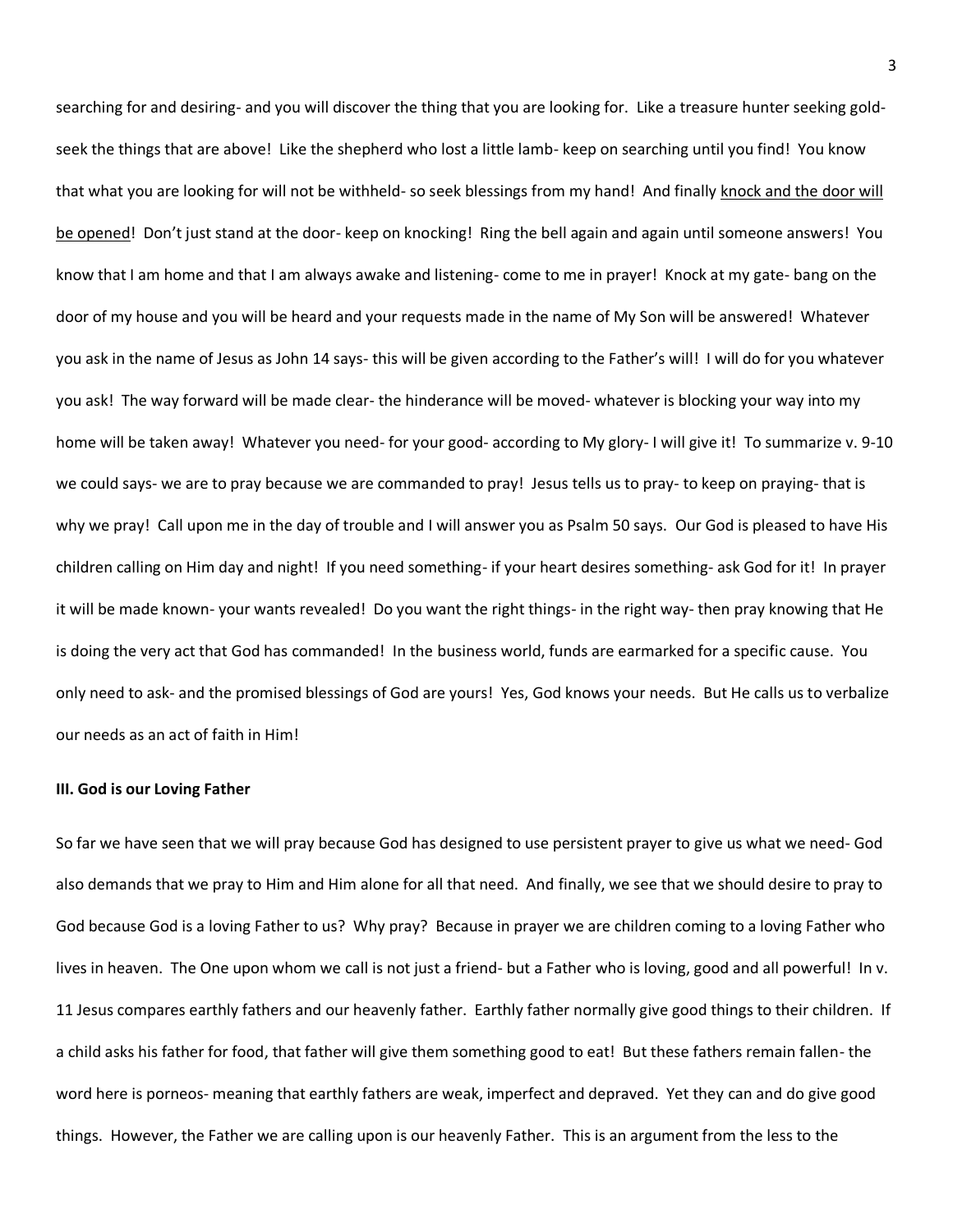searching for and desiring- and you will discover the thing that you are looking for. Like a treasure hunter seeking gold- seek the things that are above! Like the shepherd who lost a little lamb- keep on searching until you find! You know that what you are looking for will not be withheld- so seek blessings from my hand! And finally <u>knock and the door will be opened</u>! Don't just stand at the door- keep on knocking! Ring the bell again and again until someone answers! You know that I am home and that I am always awake and listening- come to me in prayer! Knock at my gate- bang on the door of my house and you will be heard and your requests made in the name of My Son will be answered! Whatever you ask in the name of Jesus as John 14 says- this will be given according to the Father's will! I will do for you whatever you ask! The way forward will be made clear- the hinderance will be moved- whatever is blocking your way into my home will be taken away! Whatever you need- for your good- according to My glory- I will give it! To summarize v. 9-10 we could says- we are to pray because we are commanded to pray! Jesus tells us to pray- to keep on praying- that is why we pray! Call upon me in the day of trouble and I will answer you as Psalm 50 says. Our God is pleased to have His children calling on Him day and night! If you need something- if your heart desires something- ask God for it! In prayer it will be made known- your wants revealed! Do you want the right things- in the right way- then pray knowing that He is doing the very act that God has commanded! In the business world, funds are earmarked for a specific cause. You only need to ask- and the promised blessings of God are yours! Yes, God knows your needs. But He calls us to verbalize our needs as an act of faith in Him!

**III. God is our Loving Father**

So far we have seen that we will pray because God has designed to use persistent prayer to give us what we need- God also demands that we pray to Him and Him alone for all that need. And finally, we see that we should desire to pray to God because God is a loving Father to us? Why pray? Because in prayer we are children coming to a loving Father who lives in heaven. The One upon whom we call is not just a friend- but a Father who is loving, good and all powerful! In v. 11 Jesus compares earthly fathers and our heavenly father. Earthly father normally give good things to their children. If a child asks his father for food, that father will give them something good to eat! But these fathers remain fallen- the word here is porneos- meaning that earthly fathers are weak, imperfect and depraved. Yet they can and do give good things. However, the Father we are calling upon is our heavenly Father. This is an argument from the less to the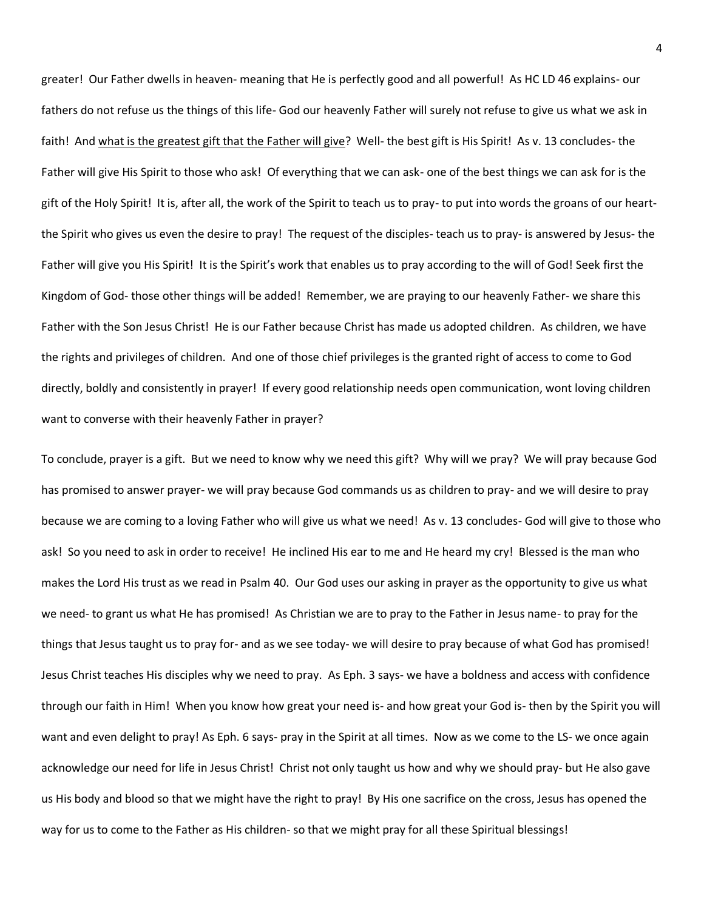greater! Our Father dwells in heaven- meaning that He is perfectly good and all powerful! As HC LD 46 explains- our fathers do not refuse us the things of this life- God our heavenly Father will surely not refuse to give us what we ask in faith! And <u>what is the greatest gift that the Father will give</u>? Well- the best gift is His Spirit! As v. 13 concludes- the Father will give His Spirit to those who ask! Of everything that we can ask- one of the best things we can ask for is the gift of the Holy Spirit! It is, after all, the work of the Spirit to teach us to pray- to put into words the groans of our heart- the Spirit who gives us even the desire to pray! The request of the disciples- teach us to pray- is answered by Jesus- the Father will give you His Spirit! It is the Spirit's work that enables us to pray according to the will of God! Seek first the Kingdom of God- those other things will be added! Remember, we are praying to our heavenly Father- we share this Father with the Son Jesus Christ! He is our Father because Christ has made us adopted children. As children, we have the rights and privileges of children. And one of those chief privileges is the granted right of access to come to God directly, boldly and consistently in prayer! If every good relationship needs open communication, wont loving children want to converse with their heavenly Father in prayer?

To conclude, prayer is a gift. But we need to know why we need this gift? Why will we pray? We will pray because God has promised to answer prayer- we will pray because God commands us as children to pray- and we will desire to pray because we are coming to a loving Father who will give us what we need! As v. 13 concludes- God will give to those who ask! So you need to ask in order to receive! He inclined His ear to me and He heard my cry! Blessed is the man who makes the Lord His trust as we read in Psalm 40. Our God uses our asking in prayer as the opportunity to give us what we need- to grant us what He has promised! As Christian we are to pray to the Father in Jesus name- to pray for the things that Jesus taught us to pray for- and as we see today- we will desire to pray because of what God has promised! Jesus Christ teaches His disciples why we need to pray. As Eph. 3 says- we have a boldness and access with confidence through our faith in Him! When you know how great your need is- and how great your God is- then by the Spirit you will want and even delight to pray! As Eph. 6 says- pray in the Spirit at all times. Now as we come to the LS- we once again acknowledge our need for life in Jesus Christ! Christ not only taught us how and why we should pray- but He also gave us His body and blood so that we might have the right to pray! By His one sacrifice on the cross, Jesus has opened the way for us to come to the Father as His children- so that we might pray for all these Spiritual blessings!